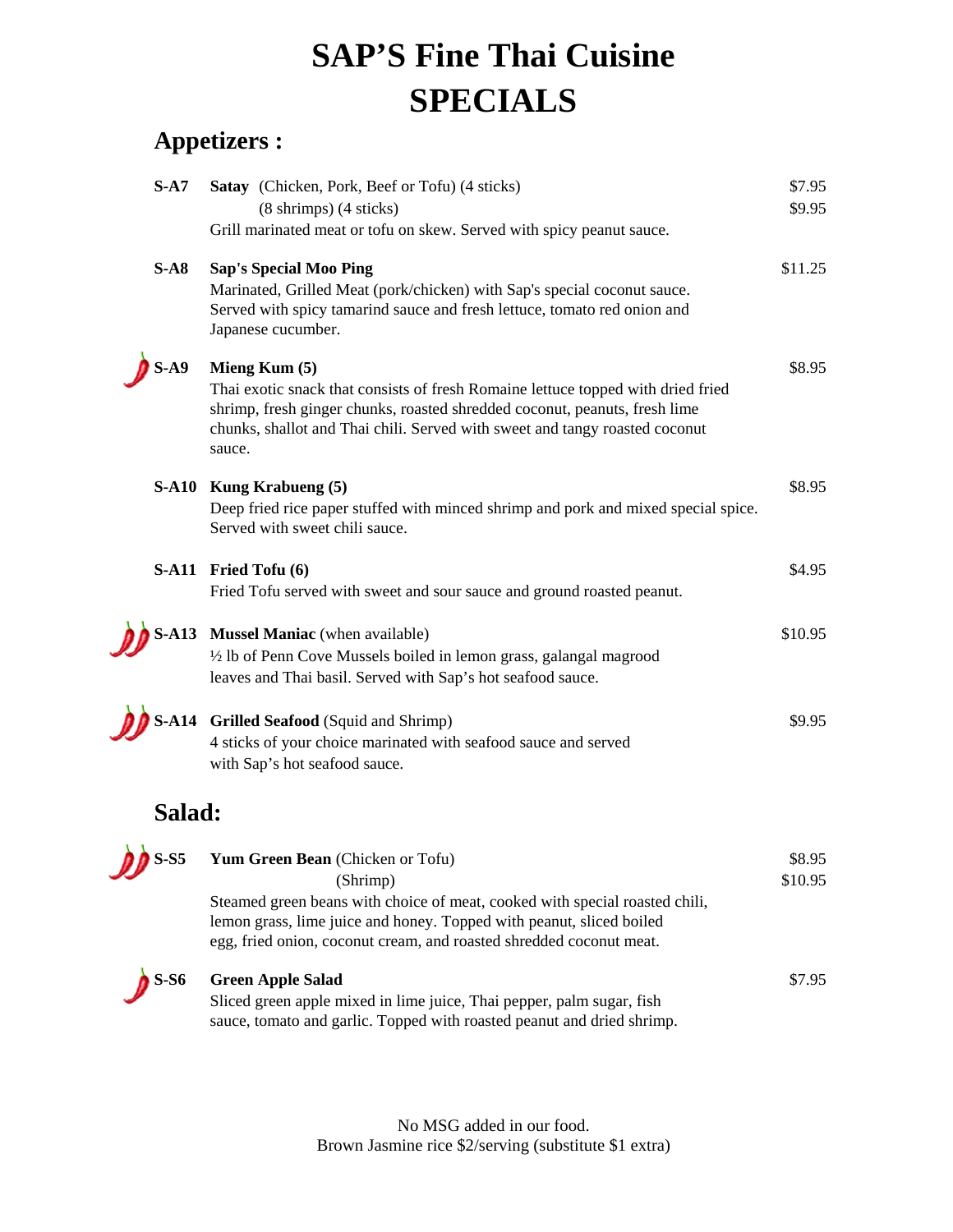# SAP’S Fine Thai Cuisine
# SPECIALS

## Appetizers :

**S-A7** **Satay** (Chicken, Pork, Beef or Tofu) (4 sticks) $7.95
(8 shrimps) (4 sticks) $9.95
Grill marinated meat or tofu on skew. Served with spicy peanut sauce.

**S-A8** **Sap's Special Moo Ping** $11.25
Marinated, Grilled Meat (pork/chicken) with Sap's special coconut sauce. Served with spicy tamarind sauce and fresh lettuce, tomato red onion and Japanese cucumber.

**S-A9** **Mieng Kum (5)** $8.95
Thai exotic snack that consists of fresh Romaine lettuce topped with dried fried shrimp, fresh ginger chunks, roasted shredded coconut, peanuts, fresh lime chunks, shallot and Thai chili. Served with sweet and tangy roasted coconut sauce.

**S-A10** **Kung Krabueng (5)** $8.95
Deep fried rice paper stuffed with minced shrimp and pork and mixed special spice. Served with sweet chili sauce.

**S-A11** **Fried Tofu (6)** $4.95
Fried Tofu served with sweet and sour sauce and ground roasted peanut.

**S-A13** **Mussel Maniac** (when available) $10.95
½ lb of Penn Cove Mussels boiled in lemon grass, galangal magrood leaves and Thai basil. Served with Sap’s hot seafood sauce.

**S-A14** **Grilled Seafood** (Squid and Shrimp) $9.95
4 sticks of your choice marinated with seafood sauce and served with Sap’s hot seafood sauce.

## Salad:

**S-S5** **Yum Green Bean** (Chicken or Tofu) $8.95
(Shrimp) $10.95
Steamed green beans with choice of meat, cooked with special roasted chili, lemon grass, lime juice and honey. Topped with peanut, sliced boiled egg, fried onion, coconut cream, and roasted shredded coconut meat.

**S-S6** **Green Apple Salad** $7.95
Sliced green apple mixed in lime juice, Thai pepper, palm sugar, fish sauce, tomato and garlic. Topped with roasted peanut and dried shrimp.

No MSG added in our food.
Brown Jasmine rice $2/serving (substitute $1 extra)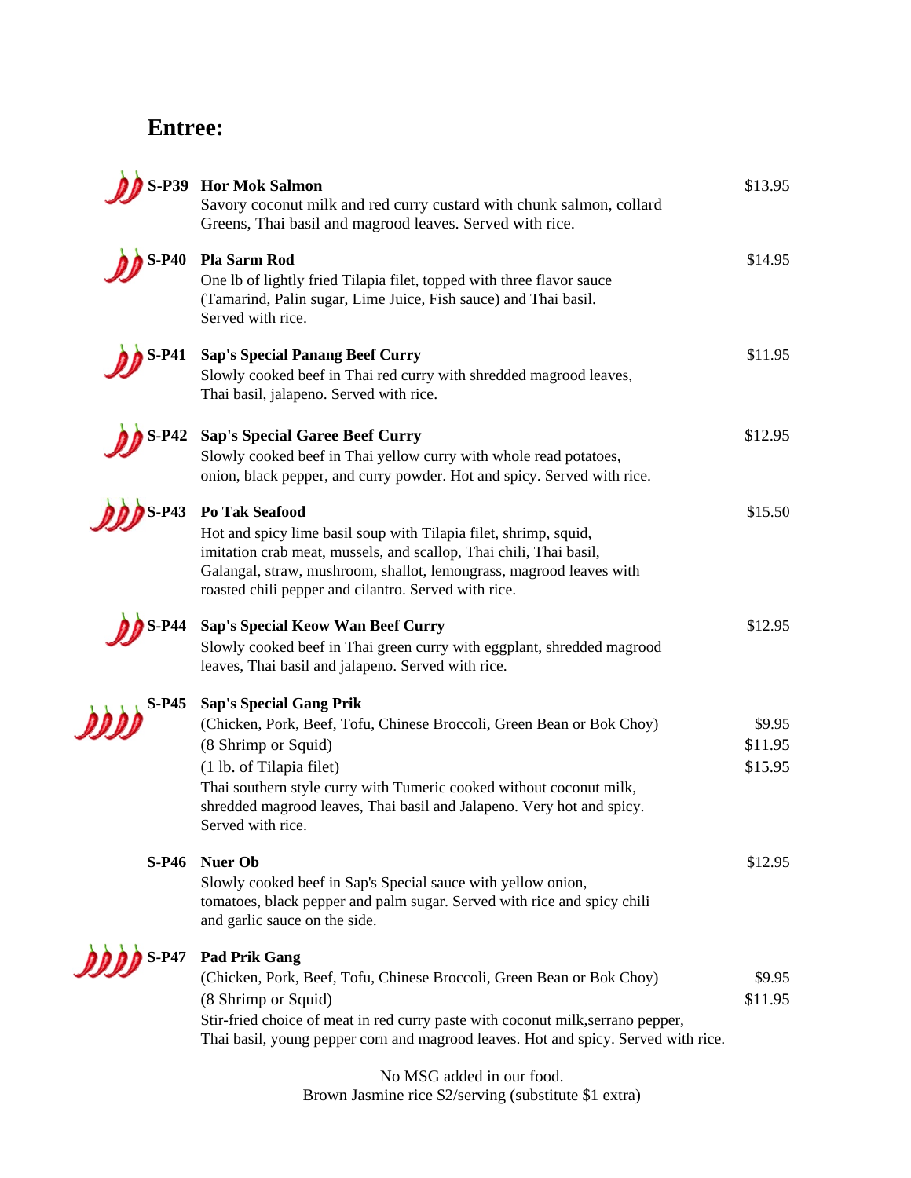## Entree:

**S-P39 Hor Mok Salmon** — $13.95
Savory coconut milk and red curry custard with chunk salmon, collard Greens, Thai basil and magrood leaves. Served with rice.

**S-P40 Pla Sarm Rod** — $14.95
One lb of lightly fried Tilapia filet, topped with three flavor sauce (Tamarind, Palin sugar, Lime Juice, Fish sauce) and Thai basil. Served with rice.

**S-P41 Sap's Special Panang Beef Curry** — $11.95
Slowly cooked beef in Thai red curry with shredded magrood leaves, Thai basil, jalapeno. Served with rice.

**S-P42 Sap's Special Garee Beef Curry** — $12.95
Slowly cooked beef in Thai yellow curry with whole read potatoes, onion, black pepper, and curry powder. Hot and spicy. Served with rice.

**S-P43 Po Tak Seafood** — $15.50
Hot and spicy lime basil soup with Tilapia filet, shrimp, squid, imitation crab meat, mussels, and scallop, Thai chili, Thai basil, Galangal, straw, mushroom, shallot, lemongrass, magrood leaves with roasted chili pepper and cilantro. Served with rice.

**S-P44 Sap's Special Keow Wan Beef Curry** — $12.95
Slowly cooked beef in Thai green curry with eggplant, shredded magrood leaves, Thai basil and jalapeno. Served with rice.

**S-P45 Sap's Special Gang Prik**
(Chicken, Pork, Beef, Tofu, Chinese Broccoli, Green Bean or Bok Choy) — $9.95
(8 Shrimp or Squid) — $11.95
(1 lb. of Tilapia filet) — $15.95
Thai southern style curry with Tumeric cooked without coconut milk, shredded magrood leaves, Thai basil and Jalapeno. Very hot and spicy. Served with rice.

**S-P46 Nuer Ob** — $12.95
Slowly cooked beef in Sap's Special sauce with yellow onion, tomatoes, black pepper and palm sugar. Served with rice and spicy chili and garlic sauce on the side.

**S-P47 Pad Prik Gang**
(Chicken, Pork, Beef, Tofu, Chinese Broccoli, Green Bean or Bok Choy) — $9.95
(8 Shrimp or Squid) — $11.95
Stir-fried choice of meat in red curry paste with coconut milk,serrano pepper, Thai basil, young pepper corn and magrood leaves. Hot and spicy. Served with rice.

No MSG added in our food.
Brown Jasmine rice $2/serving (substitute $1 extra)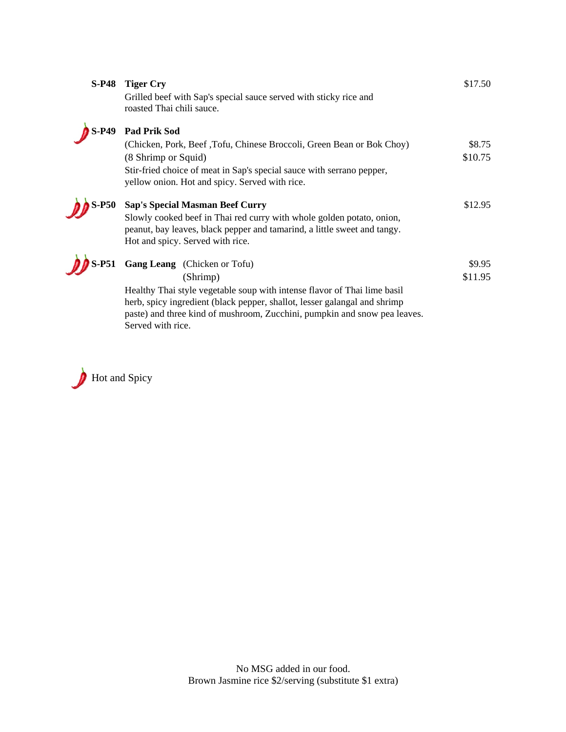**S-P48** **Tiger Cry** $17.50

Grilled beef with Sap's special sauce served with sticky rice and roasted Thai chili sauce.

**S-P49** **Pad Prik Sod**

(Chicken, Pork, Beef ,Tofu, Chinese Broccoli, Green Bean or Bok Choy) $8.75

(8 Shrimp or Squid) $10.75

Stir-fried choice of meat in Sap's special sauce with serrano pepper, yellow onion. Hot and spicy. Served with rice.

**S-P50** **Sap's Special Masman Beef Curry** $12.95

Slowly cooked beef in Thai red curry with whole golden potato, onion, peanut, bay leaves, black pepper and tamarind, a little sweet and tangy. Hot and spicy. Served with rice.

**S-P51** **Gang Leang** (Chicken or Tofu) $9.95

(Shrimp) $11.95

Healthy Thai style vegetable soup with intense flavor of Thai lime basil herb, spicy ingredient (black pepper, shallot, lesser galangal and shrimp paste) and three kind of mushroom, Zucchini, pumpkin and snow pea leaves. Served with rice.

Hot and Spicy

No MSG added in our food.
Brown Jasmine rice $2/serving (substitute $1 extra)